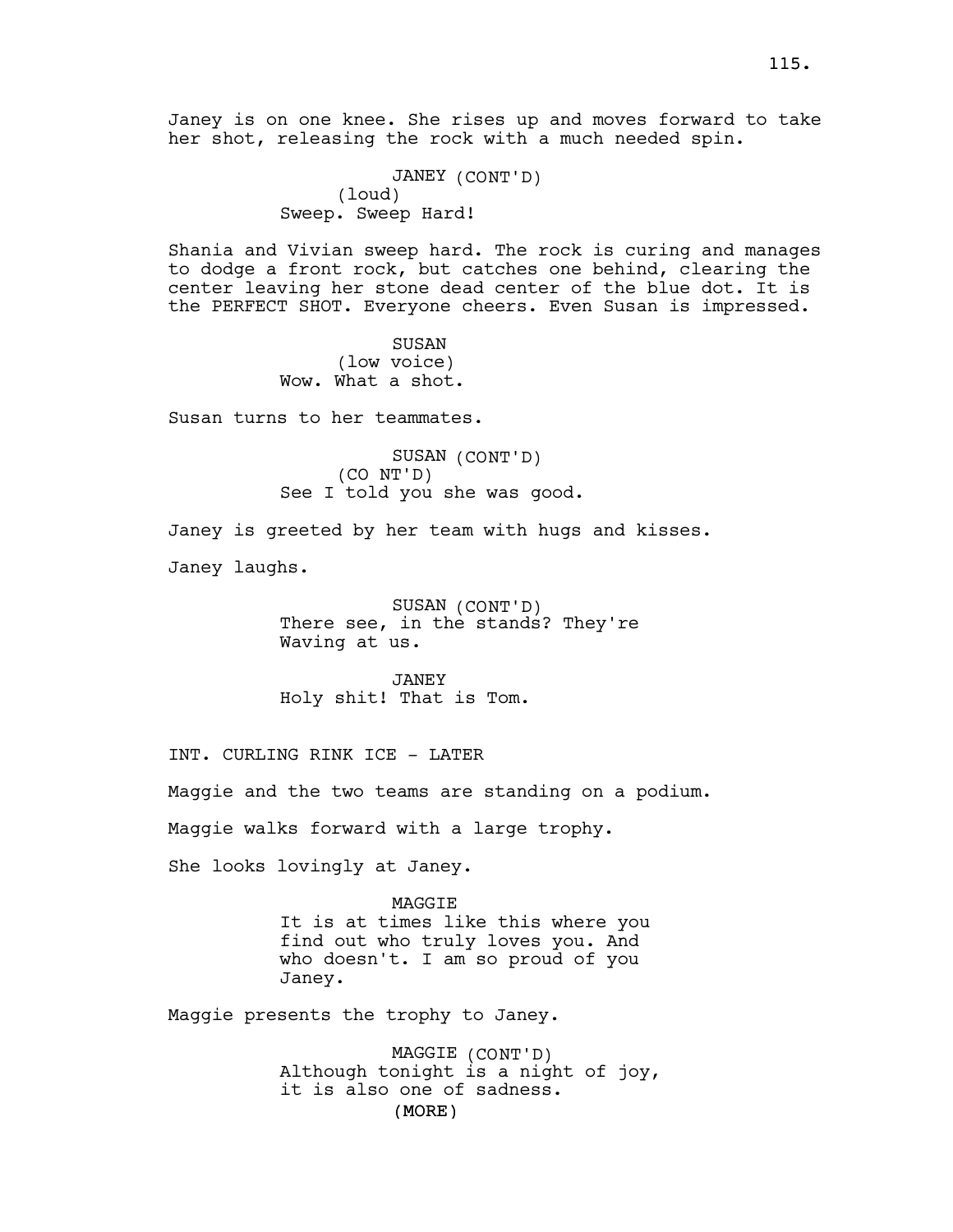Janey is on one knee. She rises up and moves forward to take her shot, releasing the rock with a much needed spin.

JANEY (CONT'D)
(loud)
Sweep. Sweep Hard!

Shania and Vivian sweep hard. The rock is curing and manages to dodge a front rock, but catches one behind, clearing the center leaving her stone dead center of the blue dot. It is the PERFECT SHOT. Everyone cheers. Even Susan is impressed.

SUSAN
(low voice)
Wow. What a shot.

Susan turns to her teammates.

SUSAN (CONT'D)
(CO NT'D)
See I told you she was good.

Janey is greeted by her team with hugs and kisses.

Janey laughs.

SUSAN (CONT'D)
There see, in the stands? They're Waving at us.

JANEY
Holy shit! That is Tom.

INT. CURLING RINK ICE - LATER

Maggie and the two teams are standing on a podium.

Maggie walks forward with a large trophy.

She looks lovingly at Janey.

MAGGIE
It is at times like this where you find out who truly loves you. And who doesn't. I am so proud of you Janey.

Maggie presents the trophy to Janey.

MAGGIE (CONT'D)
Although tonight is a night of joy, it is also one of sadness.
(MORE)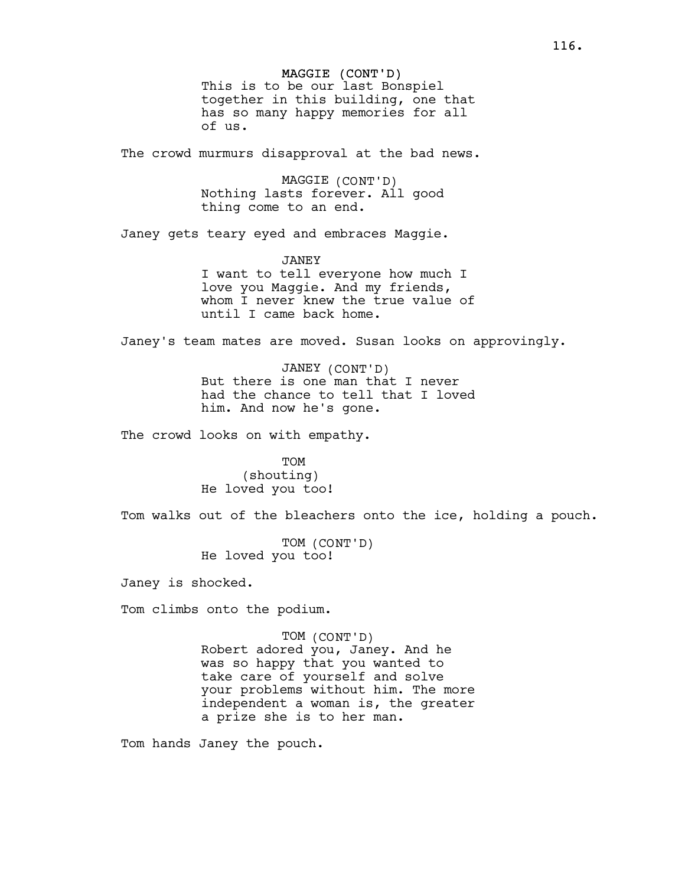MAGGIE (CONT'D)
This is to be our last Bonspiel together in this building, one that has so many happy memories for all of us.

The crowd murmurs disapproval at the bad news.

MAGGIE (CONT'D)
Nothing lasts forever. All good thing come to an end.

Janey gets teary eyed and embraces Maggie.

JANEY
I want to tell everyone how much I love you Maggie. And my friends, whom I never knew the true value of until I came back home.

Janey's team mates are moved. Susan looks on approvingly.

JANEY (CONT'D)
But there is one man that I never had the chance to tell that I loved him. And now he's gone.

The crowd looks on with empathy.

TOM
(shouting)
He loved you too!

Tom walks out of the bleachers onto the ice, holding a pouch.

TOM (CONT'D)
He loved you too!

Janey is shocked.

Tom climbs onto the podium.

TOM (CONT'D)
Robert adored you, Janey. And he was so happy that you wanted to take care of yourself and solve your problems without him. The more independent a woman is, the greater a prize she is to her man.

Tom hands Janey the pouch.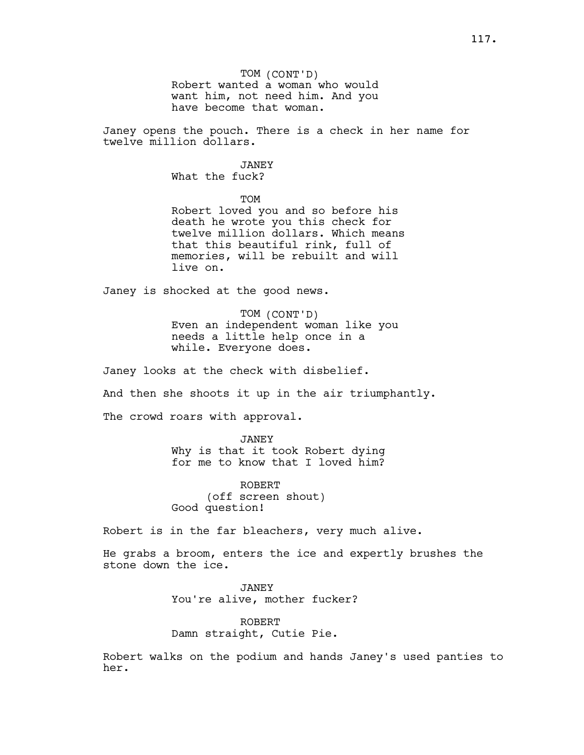TOM (CONT'D)
Robert wanted a woman who would want him, not need him. And you have become that woman.

Janey opens the pouch. There is a check in her name for twelve million dollars.

JANEY
What the fuck?

TOM
Robert loved you and so before his death he wrote you this check for twelve million dollars. Which means that this beautiful rink, full of memories, will be rebuilt and will live on.

Janey is shocked at the good news.

TOM (CONT'D)
Even an independent woman like you needs a little help once in a while. Everyone does.

Janey looks at the check with disbelief.

And then she shoots it up in the air triumphantly.

The crowd roars with approval.

JANEY
Why is that it took Robert dying for me to know that I loved him?

ROBERT
(off screen shout)
Good question!

Robert is in the far bleachers, very much alive.

He grabs a broom, enters the ice and expertly brushes the stone down the ice.

JANEY
You're alive, mother fucker?

ROBERT
Damn straight, Cutie Pie.

Robert walks on the podium and hands Janey's used panties to her.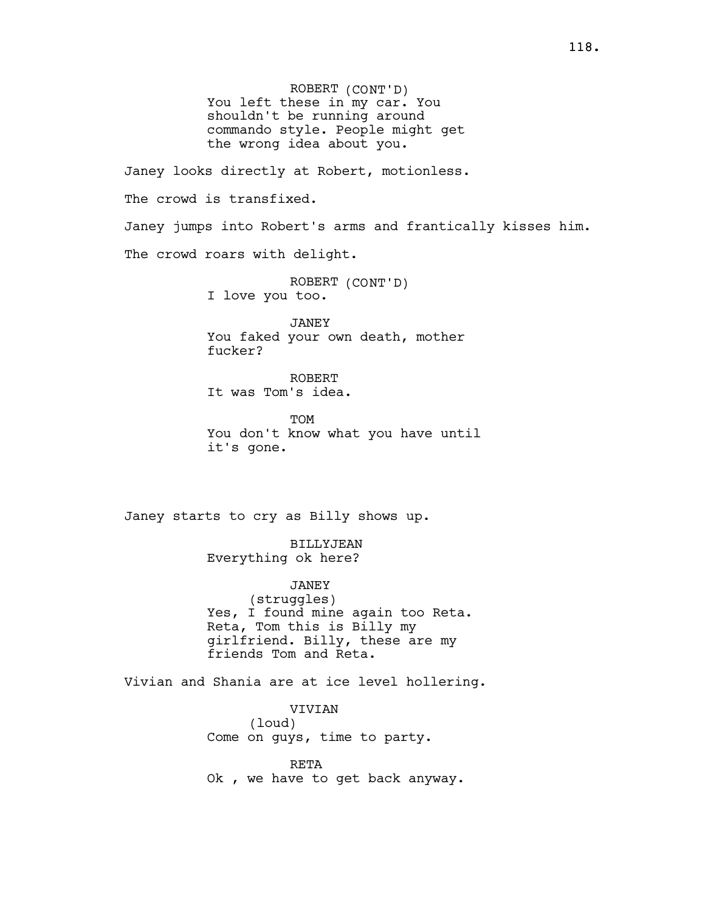ROBERT (CONT'D)
You left these in my car. You shouldn't be running around commando style. People might get the wrong idea about you.

Janey looks directly at Robert, motionless.

The crowd is transfixed.

Janey jumps into Robert's arms and frantically kisses him.

The crowd roars with delight.

ROBERT (CONT'D)
I love you too.

JANEY
You faked your own death, mother fucker?

ROBERT
It was Tom's idea.

TOM
You don't know what you have until it's gone.

Janey starts to cry as Billy shows up.

BILLYJEAN
Everything ok here?

JANEY
(struggles)
Yes, I found mine again too Reta. Reta, Tom this is Billy my girlfriend. Billy, these are my friends Tom and Reta.

Vivian and Shania are at ice level hollering.

VIVIAN
(loud)
Come on guys, time to party.

RETA
Ok , we have to get back anyway.